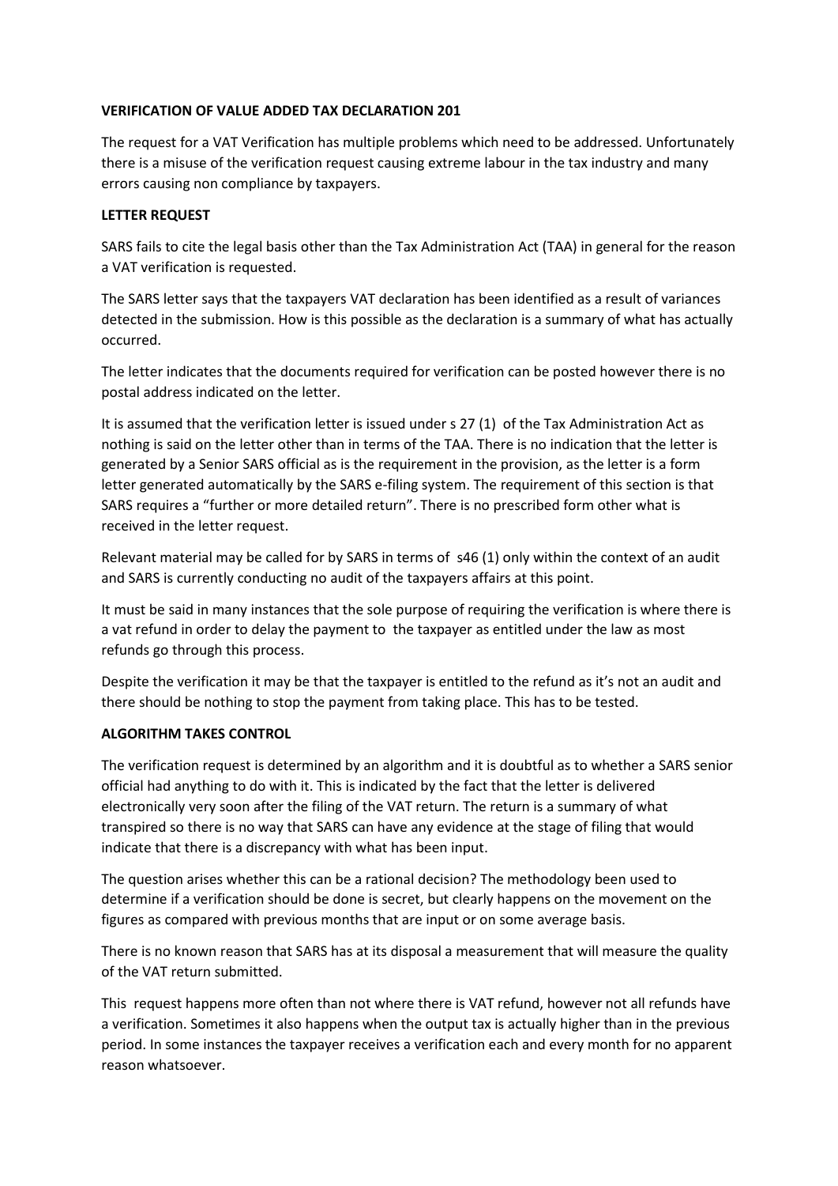**VERIFICATION OF VALUE ADDED TAX DECLARATION 201**

The request for a VAT Verification has multiple problems which need to be addressed. Unfortunately there is a misuse of the verification request causing extreme labour in the tax industry and many errors causing non compliance by taxpayers.

**LETTER REQUEST**

SARS fails to cite the legal basis other than the Tax Administration Act (TAA) in general for the reason a VAT verification is requested.

The SARS letter says that the taxpayers VAT declaration has been identified as a result of variances detected in the submission. How is this possible as the declaration is a summary of what has actually occurred.

The letter indicates that the documents required for verification can be posted however there is no postal address indicated on the letter.

It is assumed that the verification letter is issued under s 27 (1) of the Tax Administration Act as nothing is said on the letter other than in terms of the TAA. There is no indication that the letter is generated by a Senior SARS official as is the requirement in the provision, as the letter is a form letter generated automatically by the SARS e-filing system. The requirement of this section is that SARS requires a "further or more detailed return". There is no prescribed form other what is received in the letter request.

Relevant material may be called for by SARS in terms of s46 (1) only within the context of an audit and SARS is currently conducting no audit of the taxpayers affairs at this point.

It must be said in many instances that the sole purpose of requiring the verification is where there is a vat refund in order to delay the payment to the taxpayer as entitled under the law as most refunds go through this process.

Despite the verification it may be that the taxpayer is entitled to the refund as it's not an audit and there should be nothing to stop the payment from taking place. This has to be tested.

**ALGORITHM TAKES CONTROL**

The verification request is determined by an algorithm and it is doubtful as to whether a SARS senior official had anything to do with it. This is indicated by the fact that the letter is delivered electronically very soon after the filing of the VAT return. The return is a summary of what transpired so there is no way that SARS can have any evidence at the stage of filing that would indicate that there is a discrepancy with what has been input.

The question arises whether this can be a rational decision? The methodology been used to determine if a verification should be done is secret, but clearly happens on the movement on the figures as compared with previous months that are input or on some average basis.

There is no known reason that SARS has at its disposal a measurement that will measure the quality of the VAT return submitted.

This request happens more often than not where there is VAT refund, however not all refunds have a verification. Sometimes it also happens when the output tax is actually higher than in the previous period. In some instances the taxpayer receives a verification each and every month for no apparent reason whatsoever.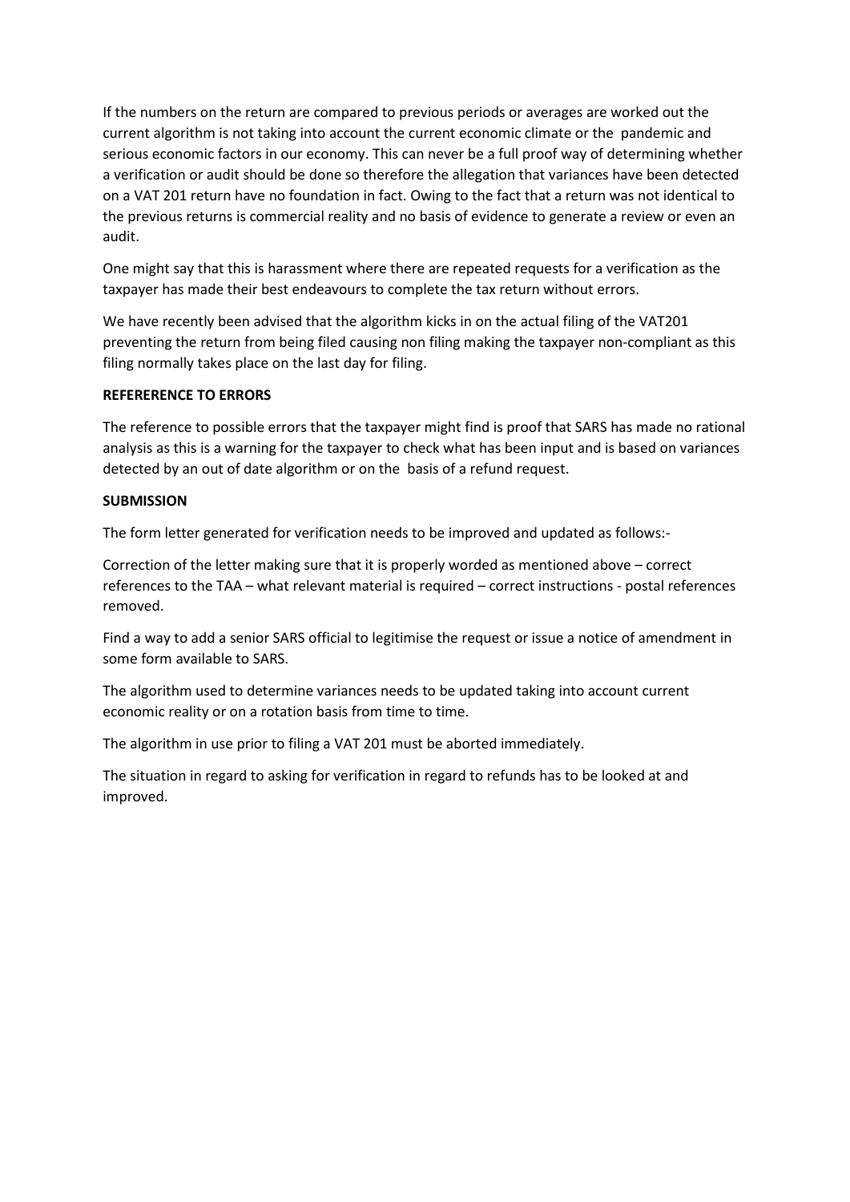If the numbers on the return are compared to previous periods or averages are worked out the current algorithm is not taking into account the current economic climate or the pandemic and serious economic factors in our economy. This can never be a full proof way of determining whether a verification or audit should be done so therefore the allegation that variances have been detected on a VAT 201 return have no foundation in fact. Owing to the fact that a return was not identical to the previous returns is commercial reality and no basis of evidence to generate a review or even an audit.

One might say that this is harassment where there are repeated requests for a verification as the taxpayer has made their best endeavours to complete the tax return without errors.

We have recently been advised that the algorithm kicks in on the actual filing of the VAT201 preventing the return from being filed causing non filing making the taxpayer non-compliant as this filing normally takes place on the last day for filing.

**REFERERENCE TO ERRORS**

The reference to possible errors that the taxpayer might find is proof that SARS has made no rational analysis as this is a warning for the taxpayer to check what has been input and is based on variances detected by an out of date algorithm or on the basis of a refund request.

**SUBMISSION**

The form letter generated for verification needs to be improved and updated as follows:-

Correction of the letter making sure that it is properly worded as mentioned above – correct references to the TAA – what relevant material is required – correct instructions - postal references removed.

Find a way to add a senior SARS official to legitimise the request or issue a notice of amendment in some form available to SARS.

The algorithm used to determine variances needs to be updated taking into account current economic reality or on a rotation basis from time to time.

The algorithm in use prior to filing a VAT 201 must be aborted immediately.

The situation in regard to asking for verification in regard to refunds has to be looked at and improved.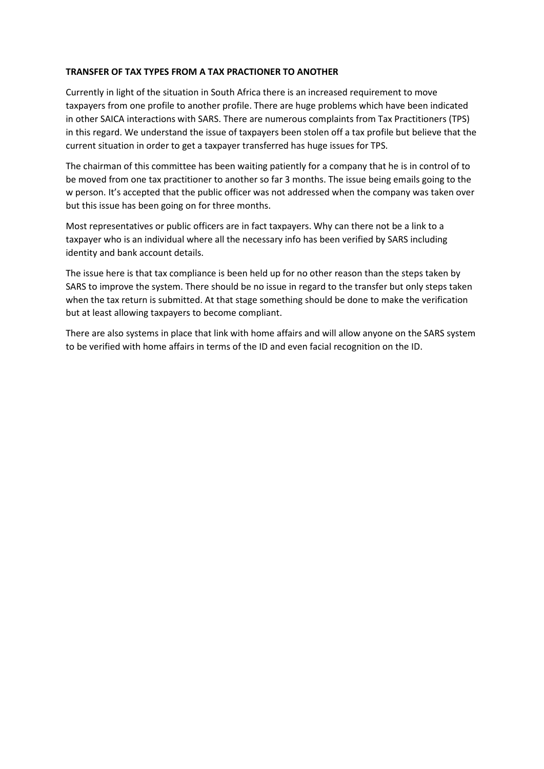**TRANSFER OF TAX TYPES FROM A TAX PRACTIONER TO ANOTHER**

Currently in light of the situation in South Africa there is an increased requirement to move taxpayers from one profile to another profile. There are huge problems which have been indicated in other SAICA interactions with SARS. There are numerous complaints from Tax Practitioners (TPS) in this regard. We understand the issue of taxpayers been stolen off a tax profile but believe that the current situation in order to get a taxpayer transferred has huge issues for TPS.

The chairman of this committee has been waiting patiently for a company that he is in control of to be moved from one tax practitioner to another so far 3 months. The issue being emails going to the w person. It's accepted that the public officer was not addressed when the company was taken over but this issue has been going on for three months.

Most representatives or public officers are in fact taxpayers. Why can there not be a link to a taxpayer who is an individual where all the necessary info has been verified by SARS including identity and bank account details.

The issue here is that tax compliance is been held up for no other reason than the steps taken by SARS to improve the system. There should be no issue in regard to the transfer but only steps taken when the tax return is submitted. At that stage something should be done to make the verification but at least allowing taxpayers to become compliant.

There are also systems in place that link with home affairs and will allow anyone on the SARS system to be verified with home affairs in terms of the ID and even facial recognition on the ID.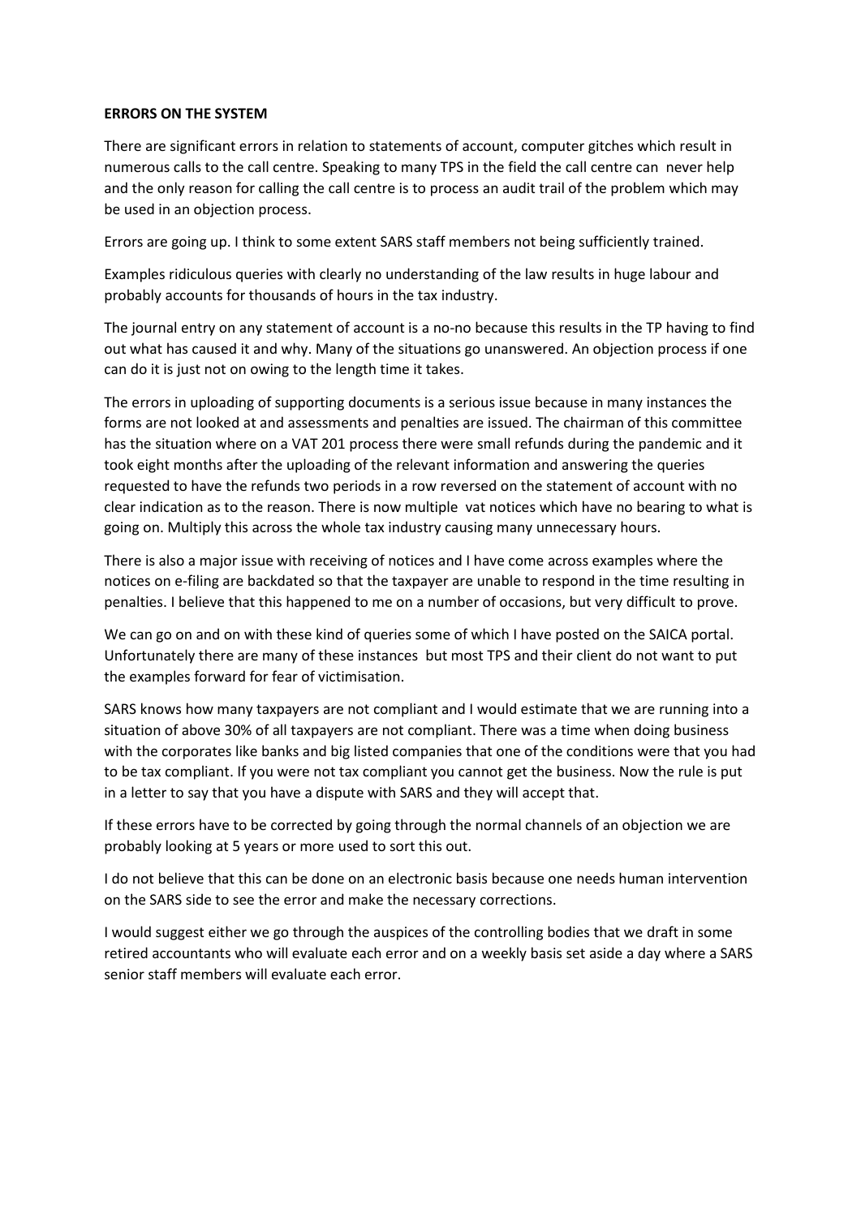**ERRORS ON THE SYSTEM**

There are significant errors in relation to statements of account, computer gitches which result in numerous calls to the call centre. Speaking to many TPS in the field the call centre can never help and the only reason for calling the call centre is to process an audit trail of the problem which may be used in an objection process.

Errors are going up. I think to some extent SARS staff members not being sufficiently trained.

Examples ridiculous queries with clearly no understanding of the law results in huge labour and probably accounts for thousands of hours in the tax industry.

The journal entry on any statement of account is a no-no because this results in the TP having to find out what has caused it and why. Many of the situations go unanswered. An objection process if one can do it is just not on owing to the length time it takes.

The errors in uploading of supporting documents is a serious issue because in many instances the forms are not looked at and assessments and penalties are issued. The chairman of this committee has the situation where on a VAT 201 process there were small refunds during the pandemic and it took eight months after the uploading of the relevant information and answering the queries requested to have the refunds two periods in a row reversed on the statement of account with no clear indication as to the reason. There is now multiple vat notices which have no bearing to what is going on. Multiply this across the whole tax industry causing many unnecessary hours.

There is also a major issue with receiving of notices and I have come across examples where the notices on e-filing are backdated so that the taxpayer are unable to respond in the time resulting in penalties. I believe that this happened to me on a number of occasions, but very difficult to prove.

We can go on and on with these kind of queries some of which I have posted on the SAICA portal. Unfortunately there are many of these instances but most TPS and their client do not want to put the examples forward for fear of victimisation.

SARS knows how many taxpayers are not compliant and I would estimate that we are running into a situation of above 30% of all taxpayers are not compliant. There was a time when doing business with the corporates like banks and big listed companies that one of the conditions were that you had to be tax compliant. If you were not tax compliant you cannot get the business. Now the rule is put in a letter to say that you have a dispute with SARS and they will accept that.

If these errors have to be corrected by going through the normal channels of an objection we are probably looking at 5 years or more used to sort this out.

I do not believe that this can be done on an electronic basis because one needs human intervention on the SARS side to see the error and make the necessary corrections.

I would suggest either we go through the auspices of the controlling bodies that we draft in some retired accountants who will evaluate each error and on a weekly basis set aside a day where a SARS senior staff members will evaluate each error.